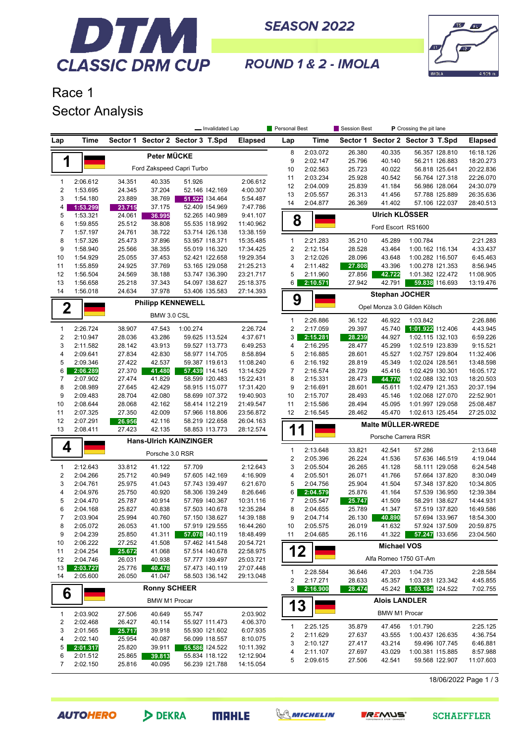# DTM CLASSIC DRM CUP

SEASON 2022

ROUND 1 & 2 - IMOLA

## Race 1

## Sector Analysis

— Invalidated Lap | Personal Best | Session Best | P Crossing the pit lane

### 1 Peter MÜCKE — Ford Zakspeed Capri Turbo

| Lap | Time | Sector 1 | Sector 2 | Sector 3 | T.Spd | Elapsed |
|---|---|---|---|---|---|---|
| 1 | 2:06.612 | 34.351 | 40.335 | 51.926 | | 2:06.612 |
| 2 | 1:53.695 | 24.345 | 37.204 | 52.146 | 142.169 | 4:00.307 |
| 3 | 1:54.180 | 23.889 | 38.769 | 51.522 | 134.464 | 5:54.487 |
| 4 | 1:53.299 | 23.715 | 37.175 | 52.409 | 154.969 | 7:47.786 |
| 5 | 1:53.321 | 24.061 | 36.995 | 52.265 | 140.989 | 9:41.107 |
| 6 | 1:59.855 | 25.512 | 38.808 | 55.535 | 118.992 | 11:40.962 |
| 7 | 1:57.197 | 24.761 | 38.722 | 53.714 | 126.138 | 13:38.159 |
| 8 | 1:57.326 | 25.473 | 37.896 | 53.957 | 118.371 | 15:35.485 |
| 9 | 1:58.940 | 25.566 | 38.355 | 55.019 | 116.320 | 17:34.425 |
| 10 | 1:54.929 | 25.055 | 37.453 | 52.421 | 122.658 | 19:29.354 |
| 11 | 1:55.859 | 24.925 | 37.769 | 53.165 | 129.058 | 21:25.213 |
| 12 | 1:56.504 | 24.569 | 38.188 | 53.747 | 136.390 | 23:21.717 |
| 13 | 1:56.658 | 25.218 | 37.343 | 54.097 | 138.627 | 25:18.375 |
| 14 | 1:56.018 | 24.634 | 37.978 | 53.406 | 135.583 | 27:14.393 |

### 2 Philipp KENNEWELL — BMW 3.0 CSL

| Lap | Time | Sector 1 | Sector 2 | Sector 3 | T.Spd | Elapsed |
|---|---|---|---|---|---|---|
| 1 | 2:26.724 | 38.907 | 47.543 | 1:00.274 | | 2:26.724 |
| 2 | 2:10.947 | 28.036 | 43.286 | 59.625 | 113.524 | 4:37.671 |
| 3 | 2:11.582 | 28.142 | 43.913 | 59.527 | 113.773 | 6:49.253 |
| 4 | 2:09.641 | 27.834 | 42.830 | 58.977 | 114.705 | 8:58.894 |
| 5 | 2:09.346 | 27.422 | 42.537 | 59.387 | 119.613 | 11:08.240 |
| 6 | 2:06.289 | 27.370 | 41.480 | 57.439 | 114.145 | 13:14.529 |
| 7 | 2:07.902 | 27.474 | 41.829 | 58.599 | 120.483 | 15:22.431 |
| 8 | 2:08.989 | 27.645 | 42.429 | 58.915 | 115.077 | 17:31.420 |
| 9 | 2:09.483 | 28.704 | 42.080 | 58.699 | 107.372 | 19:40.903 |
| 10 | 2:08.644 | 28.068 | 42.162 | 58.414 | 112.219 | 21:49.547 |
| 11 | 2:07.325 | 27.350 | 42.009 | 57.966 | 118.806 | 23:56.872 |
| 12 | 2:07.291 | 26.956 | 42.116 | 58.219 | 122.658 | 26:04.163 |
| 13 | 2:08.411 | 27.423 | 42.135 | 58.853 | 113.773 | 28:12.574 |

### 4 Hans-Ulrich KAINZINGER — Porsche 3.0 RSR

| Lap | Time | Sector 1 | Sector 2 | Sector 3 | T.Spd | Elapsed |
|---|---|---|---|---|---|---|
| 1 | 2:12.643 | 33.812 | 41.122 | 57.709 | | 2:12.643 |
| 2 | 2:04.266 | 25.712 | 40.949 | 57.605 | 142.169 | 4:16.909 |
| 3 | 2:04.761 | 25.975 | 41.043 | 57.743 | 139.497 | 6:21.670 |
| 4 | 2:04.976 | 25.750 | 40.920 | 58.306 | 139.249 | 8:26.646 |
| 5 | 2:04.470 | 25.787 | 40.914 | 57.769 | 140.367 | 10:31.116 |
| 6 | 2:04.168 | 25.827 | 40.838 | 57.503 | 140.678 | 12:35.284 |
| 7 | 2:03.904 | 25.994 | 40.760 | 57.150 | 138.627 | 14:39.188 |
| 8 | 2:05.072 | 26.053 | 41.100 | 57.919 | 129.555 | 16:44.260 |
| 9 | 2:04.239 | 25.850 | 41.311 | 57.078 | 140.119 | 18:48.499 |
| 10 | 2:06.222 | 27.252 | 41.508 | 57.462 | 141.548 | 20:54.721 |
| 11 | 2:04.254 | 25.672 | 41.068 | 57.514 | 140.678 | 22:58.975 |
| 12 | 2:04.746 | 26.031 | 40.938 | 57.777 | 139.497 | 25:03.721 |
| 13 | 2:03.727 | 25.776 | 40.478 | 57.473 | 140.119 | 27:07.448 |
| 14 | 2:05.600 | 26.050 | 41.047 | 58.503 | 136.142 | 29:13.048 |

### 6 Ronny SCHEER — BMW M1 Procar

| Lap | Time | Sector 1 | Sector 2 | Sector 3 | T.Spd | Elapsed |
|---|---|---|---|---|---|---|
| 1 | 2:03.902 | 27.506 | 40.649 | 55.747 | | 2:03.902 |
| 2 | 2:02.468 | 26.427 | 40.114 | 55.927 | 111.473 | 4:06.370 |
| 3 | 2:01.565 | 25.717 | 39.918 | 55.930 | 121.602 | 6:07.935 |
| 4 | 2:02.140 | 25.954 | 40.087 | 56.099 | 118.557 | 8:10.075 |
| 5 | 2:01.317 | 25.820 | 39.911 | 55.586 | 124.522 | 10:11.392 |
| 6 | 2:01.512 | 25.865 | 39.813 | 55.834 | 118.122 | 12:12.904 |
| 7 | 2:02.150 | 25.816 | 40.095 | 56.239 | 121.788 | 14:15.054 |
| 8 | 2:03.072 | 26.380 | 40.335 | 56.357 | 128.810 | 16:18.126 |
| 9 | 2:02.147 | 25.796 | 40.140 | 56.211 | 126.883 | 18:20.273 |
| 10 | 2:02.563 | 25.723 | 40.022 | 56.818 | 125.641 | 20:22.836 |
| 11 | 2:03.234 | 25.928 | 40.542 | 56.764 | 127.318 | 22:26.070 |
| 12 | 2:04.009 | 25.839 | 41.184 | 56.986 | 128.064 | 24:30.079 |
| 13 | 2:05.557 | 26.313 | 41.456 | 57.788 | 125.889 | 26:35.636 |
| 14 | 2:04.877 | 26.369 | 41.402 | 57.106 | 122.037 | 28:40.513 |

### 8 Ulrich KLÖSSER — Ford Escort RS1600

| Lap | Time | Sector 1 | Sector 2 | Sector 3 | T.Spd | Elapsed |
|---|---|---|---|---|---|---|
| 1 | 2:21.283 | 35.210 | 45.289 | 1:00.784 | | 2:21.283 |
| 2 | 2:12.154 | 28.528 | 43.464 | 1:00.162 | 116.134 | 4:33.437 |
| 3 | 2:12.026 | 28.096 | 43.648 | 1:00.282 | 116.507 | 6:45.463 |
| 4 | 2:11.482 | 27.808 | 43.396 | 1:00.278 | 121.353 | 8:56.945 |
| 5 | 2:11.960 | 27.856 | 42.722 | 1:01.382 | 122.472 | 11:08.905 |
| 6 | 2:10.571 | 27.942 | 42.791 | 59.838 | 116.693 | 13:19.476 |

### 9 Stephan JOCHER — Opel Monza 3.0 Gilden Kölsch

| Lap | Time | Sector 1 | Sector 2 | Sector 3 | T.Spd | Elapsed |
|---|---|---|---|---|---|---|
| 1 | 2:26.886 | 36.122 | 46.922 | 1:03.842 | | 2:26.886 |
| 2 | 2:17.059 | 29.397 | 45.740 | 1:01.922 | 112.406 | 4:43.945 |
| 3 | 2:15.281 | 28.239 | 44.927 | 1:02.115 | 132.103 | 6:59.226 |
| 4 | 2:16.295 | 28.477 | 45.299 | 1:02.519 | 123.839 | 9:15.521 |
| 5 | 2:16.885 | 28.601 | 45.527 | 1:02.757 | 129.804 | 11:32.406 |
| 6 | 2:16.192 | 28.819 | 45.349 | 1:02.024 | 128.561 | 13:48.598 |
| 7 | 2:16.574 | 28.729 | 45.416 | 1:02.429 | 130.301 | 16:05.172 |
| 8 | 2:15.331 | 28.473 | 44.770 | 1:02.088 | 132.103 | 18:20.503 |
| 9 | 2:16.691 | 28.601 | 45.611 | 1:02.479 | 121.353 | 20:37.194 |
| 10 | 2:15.707 | 28.493 | 45.146 | 1:02.068 | 127.070 | 22:52.901 |
| 11 | 2:15.586 | 28.494 | 45.095 | 1:01.997 | 129.058 | 25:08.487 |
| 12 | 2:16.545 | 28.462 | 45.470 | 1:02.613 | 125.454 | 27:25.032 |

### 11 Malte MÜLLER-WREDE — Porsche Carrera RSR

| Lap | Time | Sector 1 | Sector 2 | Sector 3 | T.Spd | Elapsed |
|---|---|---|---|---|---|---|
| 1 | 2:13.648 | 33.821 | 42.541 | 57.286 | | 2:13.648 |
| 2 | 2:05.396 | 26.224 | 41.536 | 57.636 | 146.519 | 4:19.044 |
| 3 | 2:05.504 | 26.265 | 41.128 | 58.111 | 129.058 | 6:24.548 |
| 4 | 2:05.501 | 26.071 | 41.766 | 57.664 | 137.820 | 8:30.049 |
| 5 | 2:04.756 | 25.904 | 41.504 | 57.348 | 137.820 | 10:34.805 |
| 6 | 2:04.579 | 25.876 | 41.164 | 57.539 | 136.950 | 12:39.384 |
| 7 | 2:05.547 | 25.747 | 41.509 | 58.291 | 138.627 | 14:44.931 |
| 8 | 2:04.655 | 25.789 | 41.347 | 57.519 | 137.820 | 16:49.586 |
| 9 | 2:04.714 | 26.130 | 40.890 | 57.694 | 133.967 | 18:54.300 |
| 10 | 2:05.575 | 26.019 | 41.632 | 57.924 | 137.509 | 20:59.875 |
| 11 | 2:04.685 | 26.116 | 41.322 | 57.247 | 133.656 | 23:04.560 |

### 12 Michael VOS — Alfa Romeo 1750 GT-Am

| Lap | Time | Sector 1 | Sector 2 | Sector 3 | T.Spd | Elapsed |
|---|---|---|---|---|---|---|
| 1 | 2:28.584 | 36.646 | 47.203 | 1:04.735 | | 2:28.584 |
| 2 | 2:17.271 | 28.633 | 45.357 | 1:03.281 | 123.342 | 4:45.855 |
| 3 | 2:16.900 | 28.474 | 45.242 | 1:03.184 | 124.522 | 7:02.755 |

### 13 Alois LANDLER — BMW M1 Procar

| Lap | Time | Sector 1 | Sector 2 | Sector 3 | T.Spd | Elapsed |
|---|---|---|---|---|---|---|
| 1 | 2:25.125 | 35.879 | 47.456 | 1:01.790 | | 2:25.125 |
| 2 | 2:11.629 | 27.637 | 43.555 | 1:00.437 | 126.635 | 4:36.754 |
| 3 | 2:10.127 | 27.417 | 43.214 | 59.496 | 107.745 | 6:46.881 |
| 4 | 2:11.107 | 27.697 | 43.029 | 1:00.381 | 115.885 | 8:57.988 |
| 5 | 2:09.615 | 27.506 | 42.541 | 59.568 | 122.907 | 11:07.603 |

18/06/2022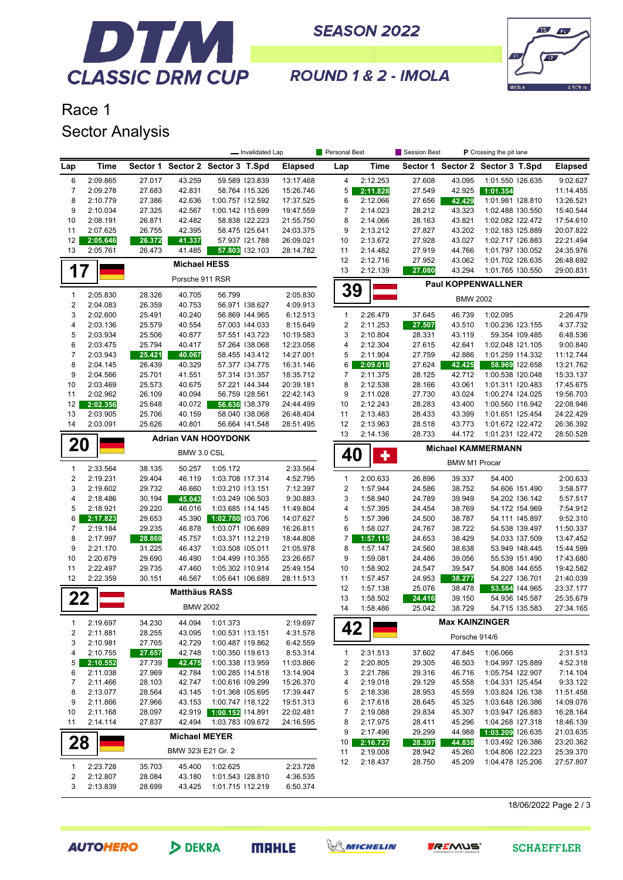# DTM CLASSIC DRM CUP

SEASON 2022

ROUND 1 & 2 - IMOLA

## Race 1

## Sector Analysis

— Invalidated Lap | Personal Best | Session Best | P Crossing the pit lane

| Lap | Time | Sector 1 | Sector 2 | Sector 3 | T.Spd | Elapsed |
|---|---|---|---|---|---|---|
| 6 | 2:09.865 | 27.017 | 43.259 | 59.589 | 123.839 | 13:17.468 |
| 7 | 2:09.278 | 27.683 | 42.831 | 58.764 | 115.326 | 15:26.746 |
| 8 | 2:10.779 | 27.386 | 42.636 | 1:00.757 | 112.592 | 17:37.525 |
| 9 | 2:10.034 | 27.325 | 42.567 | 1:00.142 | 115.699 | 19:47.559 |
| 10 | 2:08.191 | 26.871 | 42.482 | 58.838 | 122.223 | 21:55.750 |
| 11 | 2:07.625 | 26.755 | 42.395 | 58.475 | 125.641 | 24:03.375 |
| 12 | 2:05.646 | 26.372 | 41.337 | 57.937 | 121.788 | 26:09.021 |
| 13 | 2:05.761 | 26.473 | 41.485 | 57.803 | 132.103 | 28:14.782 |

### 17 Michael HESS — Porsche 911 RSR

| Lap | Time | Sector 1 | Sector 2 | Sector 3 | T.Spd | Elapsed |
|---|---|---|---|---|---|---|
| 1 | 2:05.830 | 28.326 | 40.705 | 56.799 | | 2:05.830 |
| 2 | 2:04.083 | 26.359 | 40.753 | 56.971 | 138.627 | 4:09.913 |
| 3 | 2:02.600 | 25.491 | 40.240 | 56.869 | 144.965 | 6:12.513 |
| 4 | 2:03.136 | 25.579 | 40.554 | 57.003 | 144.033 | 8:15.649 |
| 5 | 2:03.934 | 25.506 | 40.877 | 57.551 | 143.723 | 10:19.583 |
| 6 | 2:03.475 | 25.794 | 40.417 | 57.264 | 138.068 | 12:23.058 |
| 7 | 2:03.943 | 25.421 | 40.067 | 58.455 | 143.412 | 14:27.001 |
| 8 | 2:04.145 | 26.439 | 40.329 | 57.377 | 134.775 | 16:31.146 |
| 9 | 2:04.566 | 25.701 | 41.551 | 57.314 | 131.357 | 18:35.712 |
| 10 | 2:03.469 | 25.573 | 40.675 | 57.221 | 144.344 | 20:39.181 |
| 11 | 2:02.962 | 26.109 | 40.094 | 56.759 | 128.561 | 22:42.143 |
| 12 | 2:02.356 | 25.648 | 40.072 | 56.636 | 138.379 | 24:44.499 |
| 13 | 2:03.905 | 25.706 | 40.159 | 58.040 | 138.068 | 26:48.404 |
| 14 | 2:03.091 | 25.626 | 40.801 | 56.664 | 141.548 | 28:51.495 |

### 20 Adrian VAN HOOYDONK — BMW 3.0 CSL

| Lap | Time | Sector 1 | Sector 2 | Sector 3 | T.Spd | Elapsed |
|---|---|---|---|---|---|---|
| 1 | 2:33.564 | 38.135 | 50.257 | 1:05.172 | | 2:33.564 |
| 2 | 2:19.231 | 29.404 | 46.119 | 1:03.708 | 117.314 | 4:52.795 |
| 3 | 2:19.602 | 29.732 | 46.660 | 1:03.210 | 113.151 | 7:12.397 |
| 4 | 2:18.486 | 30.194 | 45.043 | 1:03.249 | 106.503 | 9:30.883 |
| 5 | 2:18.921 | 29.220 | 46.016 | 1:03.685 | 114.354 | 11:49.804 |
| 6 | 2:17.823 | 29.653 | 45.390 | 1:02.780 | 103.706 | 14:07.627 |
| 7 | 2:19.184 | 29.235 | 46.878 | 1:03.071 | 106.689 | 16:26.811 |
| 8 | 2:17.997 | 28.869 | 45.757 | 1:03.371 | 112.219 | 18:44.808 |
| 9 | 2:21.170 | 31.225 | 46.437 | 1:03.508 | 105.011 | 21:05.978 |
| 10 | 2:20.679 | 29.690 | 46.490 | 1:04.499 | 110.355 | 23:26.657 |
| 11 | 2:22.497 | 29.735 | 47.460 | 1:05.302 | 110.914 | 25:49.154 |
| 12 | 2:22.359 | 30.151 | 46.567 | 1:05.641 | 106.689 | 28:11.513 |

### 22 Matthäus RASS — BMW 2002

| Lap | Time | Sector 1 | Sector 2 | Sector 3 | T.Spd | Elapsed |
|---|---|---|---|---|---|---|
| 1 | 2:19.697 | 34.230 | 44.094 | 1:01.373 | | 2:19.697 |
| 2 | 2:11.881 | 28.255 | 43.095 | 1:00.531 | 113.151 | 4:31.578 |
| 3 | 2:10.981 | 27.765 | 42.729 | 1:00.487 | 119.862 | 6:42.559 |
| 4 | 2:10.755 | 27.657 | 42.748 | 1:00.350 | 119.613 | 8:53.314 |
| 5 | 2:10.552 | 27.739 | 42.475 | 1:00.338 | 113.959 | 11:03.866 |
| 6 | 2:11.038 | 27.969 | 42.784 | 1:00.285 | 114.518 | 13:14.904 |
| 7 | 2:11.466 | 28.103 | 42.747 | 1:00.616 | 109.299 | 15:26.370 |
| 8 | 2:13.077 | 28.564 | 43.145 | 1:01.368 | 105.695 | 17:39.447 |
| 9 | 2:11.866 | 27.966 | 43.153 | 1:00.747 | 118.122 | 19:51.313 |
| 10 | 2:11.168 | 28.097 | 42.919 | 1:00.152 | 114.891 | 22:02.481 |
| 11 | 2:14.114 | 27.837 | 42.494 | 1:03.783 | 109.672 | 24:16.595 |

### 28 Michael MEYER — BMW 323i E21 Gr. 2

| Lap | Time | Sector 1 | Sector 2 | Sector 3 | T.Spd | Elapsed |
|---|---|---|---|---|---|---|
| 1 | 2:23.728 | 35.703 | 45.400 | 1:02.625 | | 2:23.728 |
| 2 | 2:12.807 | 28.084 | 43.180 | 1:01.543 | 128.810 | 4:36.535 |
| 3 | 2:13.839 | 28.699 | 43.425 | 1:01.715 | 112.219 | 6:50.374 |

| Lap | Time | Sector 1 | Sector 2 | Sector 3 | T.Spd | Elapsed |
|---|---|---|---|---|---|---|
| 4 | 2:12.253 | 27.608 | 43.095 | 1:01.550 | 126.635 | 9:02.627 |
| 5 | 2:11.828 | 27.549 | 42.925 | 1:01.354 | | 11:14.455 |
| 6 | 2:12.066 | 27.656 | 42.429 | 1:01.981 | 128.810 | 13:26.521 |
| 7 | 2:14.023 | 28.212 | 43.323 | 1:02.488 | 130.550 | 15:40.544 |
| 8 | 2:14.066 | 28.163 | 43.821 | 1:02.082 | 122.472 | 17:54.610 |
| 9 | 2:13.212 | 27.827 | 43.202 | 1:02.183 | 125.889 | 20:07.822 |
| 10 | 2:13.672 | 27.928 | 43.027 | 1:02.717 | 126.883 | 22:21.494 |
| 11 | 2:14.482 | 27.919 | 44.766 | 1:01.797 | 130.052 | 24:35.976 |
| 12 | 2:12.716 | 27.952 | 43.062 | 1:01.702 | 126.635 | 26:48.692 |
| 13 | 2:12.139 | 27.080 | 43.294 | 1:01.765 | 130.550 | 29:00.831 |

### 39 Paul KOPPENWALLNER — BMW 2002

| Lap | Time | Sector 1 | Sector 2 | Sector 3 | T.Spd | Elapsed |
|---|---|---|---|---|---|---|
| 1 | 2:26.479 | 37.645 | 46.739 | 1:02.095 | | 2:26.479 |
| 2 | 2:11.253 | 27.507 | 43.510 | 1:00.236 | 123.155 | 4:37.732 |
| 3 | 2:10.804 | 28.331 | 43.119 | 59.354 | 109.485 | 6:48.536 |
| 4 | 2:12.304 | 27.615 | 42.641 | 1:02.048 | 121.105 | 9:00.840 |
| 5 | 2:11.904 | 27.759 | 42.886 | 1:01.259 | 114.332 | 11:12.744 |
| 6 | 2:09.018 | 27.624 | 42.425 | 58.969 | 122.658 | 13:21.762 |
| 7 | 2:11.375 | 28.125 | 42.712 | 1:00.538 | 120.048 | 15:33.137 |
| 8 | 2:12.538 | 28.166 | 43.061 | 1:01.311 | 120.483 | 17:45.675 |
| 9 | 2:11.028 | 27.730 | 43.024 | 1:00.274 | 124.025 | 19:56.703 |
| 10 | 2:12.243 | 28.283 | 43.400 | 1:00.560 | 116.942 | 22:08.946 |
| 11 | 2:13.483 | 28.433 | 43.399 | 1:01.651 | 125.454 | 24:22.429 |
| 12 | 2:13.963 | 28.518 | 43.773 | 1:01.672 | 122.472 | 26:36.392 |
| 13 | 2:14.136 | 28.733 | 44.172 | 1:01.231 | 122.472 | 28:50.528 |

### 40 Michael KAMMERMANN — BMW M1 Procar

| Lap | Time | Sector 1 | Sector 2 | Sector 3 | T.Spd | Elapsed |
|---|---|---|---|---|---|---|
| 1 | 2:00.633 | 26.896 | 39.337 | 54.400 | | 2:00.633 |
| 2 | 1:57.944 | 24.586 | 38.752 | 54.606 | 151.490 | 3:58.577 |
| 3 | 1:58.940 | 24.789 | 39.949 | 54.202 | 136.142 | 5:57.517 |
| 4 | 1:57.395 | 24.454 | 38.769 | 54.172 | 154.969 | 7:54.912 |
| 5 | 1:57.398 | 24.500 | 38.787 | 54.111 | 145.897 | 9:52.310 |
| 6 | 1:58.027 | 24.767 | 38.722 | 54.538 | 139.497 | 11:50.337 |
| 7 | 1:57.115 | 24.653 | 38.429 | 54.033 | 137.509 | 13:47.452 |
| 8 | 1:57.147 | 24.560 | 38.638 | 53.949 | 148.445 | 15:44.599 |
| 9 | 1:59.081 | 24.486 | 39.056 | 55.539 | 151.490 | 17:43.680 |
| 10 | 1:58.902 | 24.547 | 39.547 | 54.808 | 144.655 | 19:42.582 |
| 11 | 1:57.457 | 24.953 | 38.277 | 54.227 | 136.701 | 21:40.039 |
| 12 | 1:57.138 | 25.076 | 38.478 | 53.584 | 144.965 | 23:37.177 |
| 13 | 1:58.502 | 24.416 | 39.150 | 54.936 | 145.587 | 25:35.679 |
| 14 | 1:58.486 | 25.042 | 38.729 | 54.715 | 135.583 | 27:34.165 |

### 42 Max KAINZINGER — Porsche 914/6

| Lap | Time | Sector 1 | Sector 2 | Sector 3 | T.Spd | Elapsed |
|---|---|---|---|---|---|---|
| 1 | 2:31.513 | 37.602 | 47.845 | 1:06.066 | | 2:31.513 |
| 2 | 2:20.805 | 29.305 | 46.503 | 1:04.997 | 125.889 | 4:52.318 |
| 3 | 2:21.786 | 29.316 | 46.716 | 1:05.754 | 122.907 | 7:14.104 |
| 4 | 2:19.018 | 29.129 | 45.558 | 1:04.331 | 125.454 | 9:33.122 |
| 5 | 2:18.336 | 28.953 | 45.559 | 1:03.824 | 126.138 | 11:51.458 |
| 6 | 2:17.618 | 28.645 | 45.325 | 1:03.648 | 126.386 | 14:09.076 |
| 7 | 2:19.088 | 29.834 | 45.307 | 1:03.947 | 126.883 | 16:28.164 |
| 8 | 2:17.975 | 28.411 | 45.296 | 1:04.268 | 127.318 | 18:46.139 |
| 9 | 2:17.496 | 29.299 | 44.988 | 1:03.209 | 126.635 | 21:03.635 |
| 10 | 2:16.727 | 28.397 | 44.838 | 1:03.492 | 126.386 | 23:20.362 |
| 11 | 2:19.008 | 28.942 | 45.260 | 1:04.806 | 122.223 | 25:39.370 |
| 12 | 2:18.437 | 28.750 | 45.209 | 1:04.478 | 125.206 | 27:57.807 |

18/06/2022 Page 2 / 3

AUTOHERO | DEKRA | MAHLE | MICHELIN | REMUS | SCHAEFFLER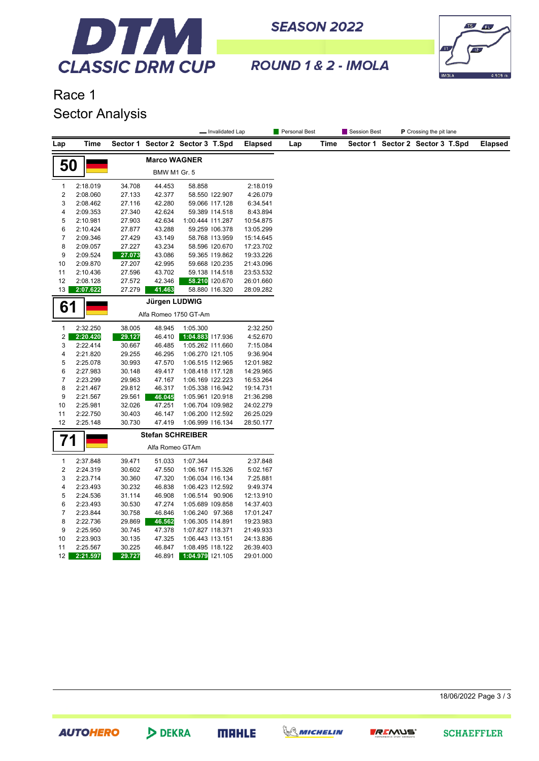SEASON 2022

# DTM CLASSIC DRM CUP

ROUND 1 & 2 - IMOLA

## Race 1
## Sector Analysis

— Invalidated Lap | Personal Best | Session Best | P Crossing the pit lane

### 50 Marco WAGNER — BMW M1 Gr. 5

| Lap | Time | Sector 1 | Sector 2 | Sector 3 | T.Spd | Elapsed |
|---|---|---|---|---|---|---|
| 1 | 2:18.019 | 34.708 | 44.453 | 58.858 | | 2:18.019 |
| 2 | 2:08.060 | 27.133 | 42.377 | 58.550 | 122.907 | 4:26.079 |
| 3 | 2:08.462 | 27.116 | 42.280 | 59.066 | 117.128 | 6:34.541 |
| 4 | 2:09.353 | 27.340 | 42.624 | 59.389 | 114.518 | 8:43.894 |
| 5 | 2:10.981 | 27.903 | 42.634 | 1:00.444 | 111.287 | 10:54.875 |
| 6 | 2:10.424 | 27.877 | 43.288 | 59.259 | 106.378 | 13:05.299 |
| 7 | 2:09.346 | 27.429 | 43.149 | 58.768 | 113.959 | 15:14.645 |
| 8 | 2:09.057 | 27.227 | 43.234 | 58.596 | 120.670 | 17:23.702 |
| 9 | 2:09.524 | 27.073 | 43.086 | 59.365 | 119.862 | 19:33.226 |
| 10 | 2:09.870 | 27.207 | 42.995 | 59.668 | 120.235 | 21:43.096 |
| 11 | 2:10.436 | 27.596 | 43.702 | 59.138 | 114.518 | 23:53.532 |
| 12 | 2:08.128 | 27.572 | 42.346 | 58.210 | 120.670 | 26:01.660 |
| 13 | 2:07.622 | 27.279 | 41.463 | 58.880 | 116.320 | 28:09.282 |

### 61 Jürgen LUDWIG — Alfa Romeo 1750 GT-Am

| Lap | Time | Sector 1 | Sector 2 | Sector 3 | T.Spd | Elapsed |
|---|---|---|---|---|---|---|
| 1 | 2:32.250 | 38.005 | 48.945 | 1:05.300 | | 2:32.250 |
| 2 | 2:20.420 | 29.127 | 46.410 | 1:04.883 | 117.936 | 4:52.670 |
| 3 | 2:22.414 | 30.667 | 46.485 | 1:05.262 | 111.660 | 7:15.084 |
| 4 | 2:21.820 | 29.255 | 46.295 | 1:06.270 | 121.105 | 9:36.904 |
| 5 | 2:25.078 | 30.993 | 47.570 | 1:06.515 | 112.965 | 12:01.982 |
| 6 | 2:27.983 | 30.148 | 49.417 | 1:08.418 | 117.128 | 14:29.965 |
| 7 | 2:23.299 | 29.963 | 47.167 | 1:06.169 | 122.223 | 16:53.264 |
| 8 | 2:21.467 | 29.812 | 46.317 | 1:05.338 | 116.942 | 19:14.731 |
| 9 | 2:21.567 | 29.561 | 46.045 | 1:05.961 | 120.918 | 21:36.298 |
| 10 | 2:25.981 | 32.026 | 47.251 | 1:06.704 | 109.982 | 24:02.279 |
| 11 | 2:22.750 | 30.403 | 46.147 | 1:06.200 | 112.592 | 26:25.029 |
| 12 | 2:25.148 | 30.730 | 47.419 | 1:06.999 | 116.134 | 28:50.177 |

### 71 Stefan SCHREIBER — Alfa Romeo GTAm

| Lap | Time | Sector 1 | Sector 2 | Sector 3 | T.Spd | Elapsed |
|---|---|---|---|---|---|---|
| 1 | 2:37.848 | 39.471 | 51.033 | 1:07.344 | | 2:37.848 |
| 2 | 2:24.319 | 30.602 | 47.550 | 1:06.167 | 115.326 | 5:02.167 |
| 3 | 2:23.714 | 30.360 | 47.320 | 1:06.034 | 116.134 | 7:25.881 |
| 4 | 2:23.493 | 30.232 | 46.838 | 1:06.423 | 112.592 | 9:49.374 |
| 5 | 2:24.536 | 31.114 | 46.908 | 1:06.514 | 90.906 | 12:13.910 |
| 6 | 2:23.493 | 30.530 | 47.274 | 1:05.689 | 109.858 | 14:37.403 |
| 7 | 2:23.844 | 30.758 | 46.846 | 1:06.240 | 97.368 | 17:01.247 |
| 8 | 2:22.736 | 29.869 | 46.562 | 1:06.305 | 114.891 | 19:23.983 |
| 9 | 2:25.950 | 30.745 | 47.378 | 1:07.827 | 118.371 | 21:49.933 |
| 10 | 2:23.903 | 30.135 | 47.325 | 1:06.443 | 113.151 | 24:13.836 |
| 11 | 2:25.567 | 30.225 | 46.847 | 1:08.495 | 118.122 | 26:39.403 |
| 12 | 2:21.597 | 29.727 | 46.891 | 1:04.979 | 121.105 | 29:01.000 |

18/06/2022

AUTOHERO | DEKRA | MAHLE | MICHELIN | REMUS | SCHAEFFLER